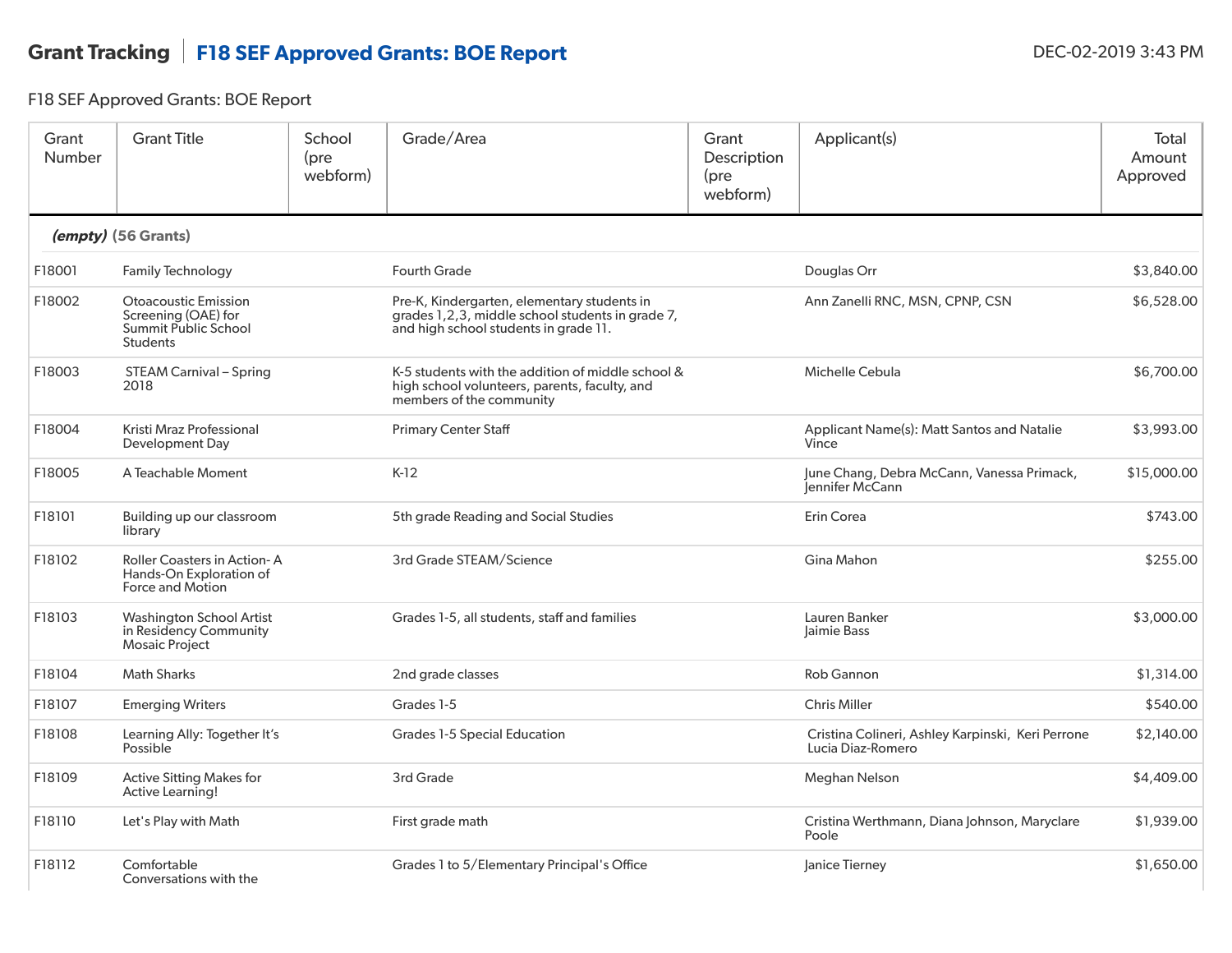# Grant Tracking | F18 SEF Approved Grants: BOE Report

DEC-02-2019 3:43 PM

F18 SEF Approved Grants: BOE Report

| Grant Number | Grant Title | School (pre webform) | Grade/Area | Grant Description (pre webform) | Applicant(s) | Total Amount Approved |
|---|---|---|---|---|---|---|
| ***(empty)*** **(56 Grants)** | | | | | | |
| F18001 | Family Technology | | Fourth Grade | | Douglas Orr | $3,840.00 |
| F18002 | Otoacoustic Emission Screening (OAE) for Summit Public School Students | | Pre-K, Kindergarten, elementary students in grades 1,2,3, middle school students in grade 7, and high school students in grade 11. | | Ann Zanelli RNC, MSN, CPNP, CSN | $6,528.00 |
| F18003 | STEAM Carnival – Spring 2018 | | K-5 students with the addition of middle school & high school volunteers, parents, faculty, and members of the community | | Michelle Cebula | $6,700.00 |
| F18004 | Kristi Mraz Professional Development Day | | Primary Center Staff | | Applicant Name(s): Matt Santos and Natalie Vince | $3,993.00 |
| F18005 | A Teachable Moment | | K-12 | | June Chang, Debra McCann, Vanessa Primack, Jennifer McCann | $15,000.00 |
| F18101 | Building up our classroom library | | 5th grade Reading and Social Studies | | Erin Corea | $743.00 |
| F18102 | Roller Coasters in Action- A Hands-On Exploration of Force and Motion | | 3rd Grade STEAM/Science | | Gina Mahon | $255.00 |
| F18103 | Washington School Artist in Residency Community Mosaic Project | | Grades 1-5, all students, staff and families | | Lauren Banker<br>Jaimie Bass | $3,000.00 |
| F18104 | Math Sharks | | 2nd grade classes | | Rob Gannon | $1,314.00 |
| F18107 | Emerging Writers | | Grades 1-5 | | Chris Miller | $540.00 |
| F18108 | Learning Ally: Together It's Possible | | Grades 1-5 Special Education | | Cristina Colineri, Ashley Karpinski, Keri Perrone Lucia Diaz-Romero | $2,140.00 |
| F18109 | Active Sitting Makes for Active Learning! | | 3rd Grade | | Meghan Nelson | $4,409.00 |
| F18110 | Let's Play with Math | | First grade math | | Cristina Werthmann, Diana Johnson, Maryclare Poole | $1,939.00 |
| F18112 | Comfortable Conversations with the | | Grades 1 to 5/Elementary Principal's Office | | Janice Tierney | $1,650.00 |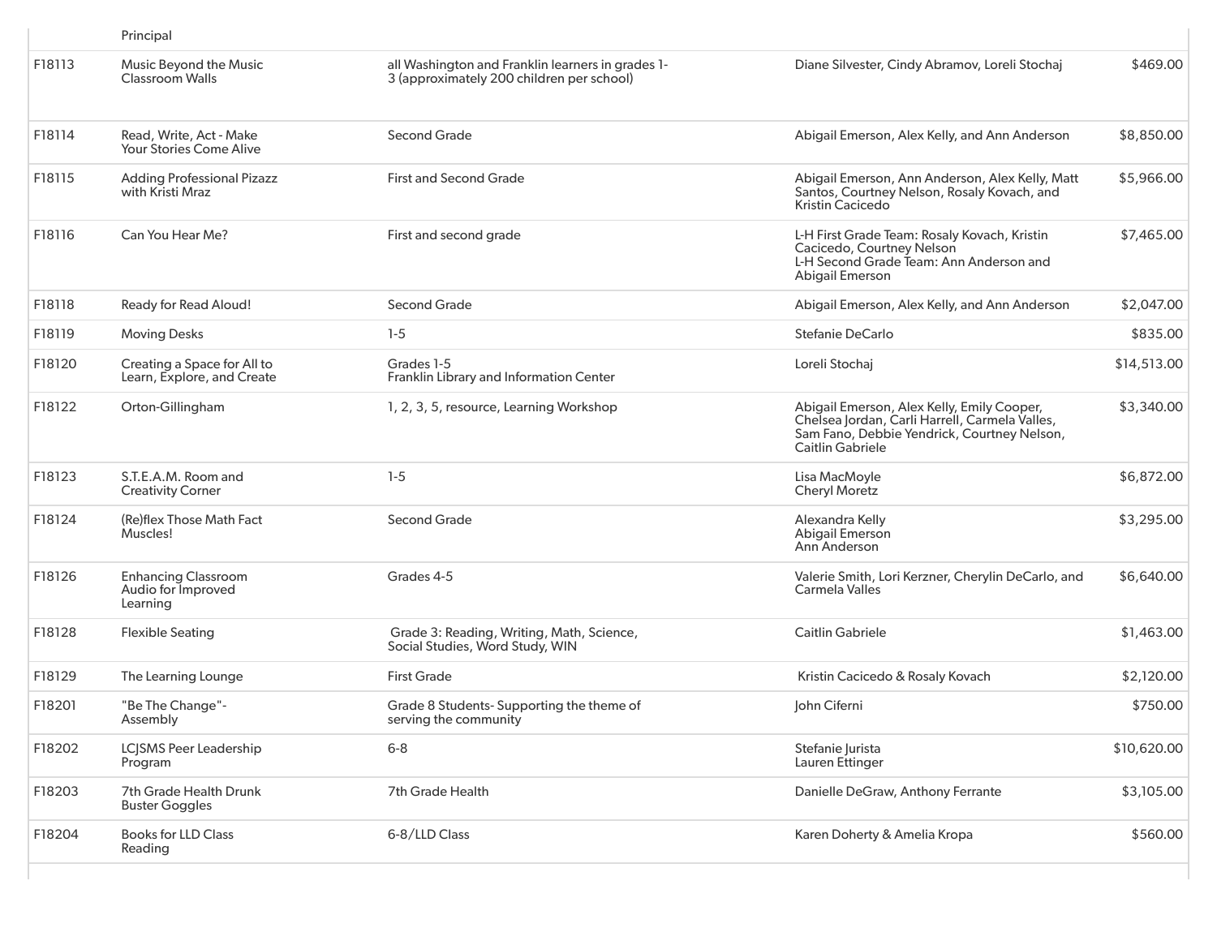| | | | | |
|---|---|---|---|---|
| | Principal | | | |
| F18113 | Music Beyond the Music Classroom Walls | all Washington and Franklin learners in grades 1-3 (approximately 200 children per school) | Diane Silvester, Cindy Abramov, Loreli Stochaj | $469.00 |
| F18114 | Read, Write, Act - Make Your Stories Come Alive | Second Grade | Abigail Emerson, Alex Kelly, and Ann Anderson | $8,850.00 |
| F18115 | Adding Professional Pizazz with Kristi Mraz | First and Second Grade | Abigail Emerson, Ann Anderson, Alex Kelly, Matt Santos, Courtney Nelson, Rosaly Kovach, and Kristin Cacicedo | $5,966.00 |
| F18116 | Can You Hear Me? | First and second grade | L-H First Grade Team: Rosaly Kovach, Kristin Cacicedo, Courtney Nelson<br>L-H Second Grade Team: Ann Anderson and Abigail Emerson | $7,465.00 |
| F18118 | Ready for Read Aloud! | Second Grade | Abigail Emerson, Alex Kelly, and Ann Anderson | $2,047.00 |
| F18119 | Moving Desks | 1-5 | Stefanie DeCarlo | $835.00 |
| F18120 | Creating a Space for All to Learn, Explore, and Create | Grades 1-5<br>Franklin Library and Information Center | Loreli Stochaj | $14,513.00 |
| F18122 | Orton-Gillingham | 1, 2, 3, 5, resource, Learning Workshop | Abigail Emerson, Alex Kelly, Emily Cooper, Chelsea Jordan, Carli Harrell, Carmela Valles, Sam Fano, Debbie Yendrick, Courtney Nelson, Caitlin Gabriele | $3,340.00 |
| F18123 | S.T.E.A.M. Room and Creativity Corner | 1-5 | Lisa MacMoyle<br>Cheryl Moretz | $6,872.00 |
| F18124 | (Re)flex Those Math Fact Muscles! | Second Grade | Alexandra Kelly<br>Abigail Emerson<br>Ann Anderson | $3,295.00 |
| F18126 | Enhancing Classroom Audio for Improved Learning | Grades 4-5 | Valerie Smith, Lori Kerzner, Cherylin DeCarlo, and Carmela Valles | $6,640.00 |
| F18128 | Flexible Seating | Grade 3: Reading, Writing, Math, Science, Social Studies, Word Study, WIN | Caitlin Gabriele | $1,463.00 |
| F18129 | The Learning Lounge | First Grade | Kristin Cacicedo & Rosaly Kovach | $2,120.00 |
| F18201 | "Be The Change"- Assembly | Grade 8 Students- Supporting the theme of serving the community | John Ciferni | $750.00 |
| F18202 | LCJSMS Peer Leadership Program | 6-8 | Stefanie Jurista<br>Lauren Ettinger | $10,620.00 |
| F18203 | 7th Grade Health Drunk Buster Goggles | 7th Grade Health | Danielle DeGraw, Anthony Ferrante | $3,105.00 |
| F18204 | Books for LLD Class Reading | 6-8/LLD Class | Karen Doherty & Amelia Kropa | $560.00 |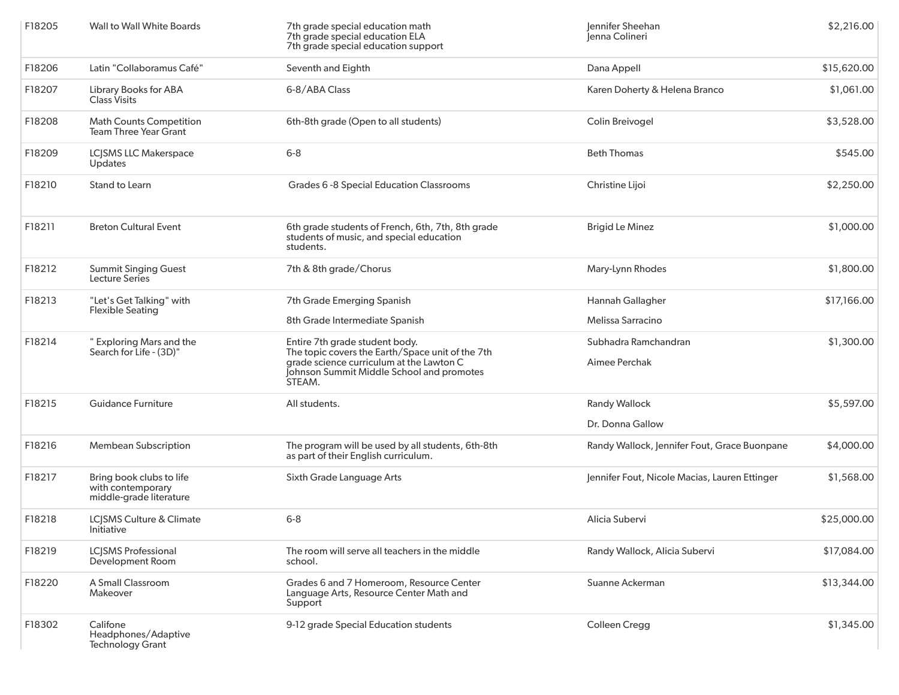| | | | | |
|---|---|---|---|---|
| F18205 | Wall to Wall White Boards | 7th grade special education math<br>7th grade special education ELA<br>7th grade special education support | Jennifer Sheehan<br>Jenna Colineri | $2,216.00 |
| F18206 | Latin "Collaboramus Café" | Seventh and Eighth | Dana Appell | $15,620.00 |
| F18207 | Library Books for ABA Class Visits | 6-8/ABA Class | Karen Doherty & Helena Branco | $1,061.00 |
| F18208 | Math Counts Competition Team Three Year Grant | 6th-8th grade (Open to all students) | Colin Breivogel | $3,528.00 |
| F18209 | LCJSMS LLC Makerspace Updates | 6-8 | Beth Thomas | $545.00 |
| F18210 | Stand to Learn | Grades 6 -8 Special Education Classrooms | Christine Lijoi | $2,250.00 |
| F18211 | Breton Cultural Event | 6th grade students of French, 6th, 7th, 8th grade students of music, and special education students. | Brigid Le Minez | $1,000.00 |
| F18212 | Summit Singing Guest Lecture Series | 7th & 8th grade/Chorus | Mary-Lynn Rhodes | $1,800.00 |
| F18213 | "Let's Get Talking" with Flexible Seating | 7th Grade Emerging Spanish<br>8th Grade Intermediate Spanish | Hannah Gallagher<br>Melissa Sarracino | $17,166.00 |
| F18214 | " Exploring Mars and the Search for Life - (3D)" | Entire 7th grade student body.<br>The topic covers the Earth/Space unit of the 7th grade science curriculum at the Lawton C Johnson Summit Middle School and promotes STEAM. | Subhadra Ramchandran<br>Aimee Perchak | $1,300.00 |
| F18215 | Guidance Furniture | All students. | Randy Wallock<br>Dr. Donna Gallow | $5,597.00 |
| F18216 | Membean Subscription | The program will be used by all students, 6th-8th as part of their English curriculum. | Randy Wallock, Jennifer Fout, Grace Buonpane | $4,000.00 |
| F18217 | Bring book clubs to life with contemporary middle-grade literature | Sixth Grade Language Arts | Jennifer Fout, Nicole Macias, Lauren Ettinger | $1,568.00 |
| F18218 | LCJSMS Culture & Climate Initiative | 6-8 | Alicia Subervi | $25,000.00 |
| F18219 | LCJSMS Professional Development Room | The room will serve all teachers in the middle school. | Randy Wallock, Alicia Subervi | $17,084.00 |
| F18220 | A Small Classroom Makeover | Grades 6 and 7 Homeroom, Resource Center Language Arts, Resource Center Math and Support | Suanne Ackerman | $13,344.00 |
| F18302 | Califone Headphones/Adaptive Technology Grant | 9-12 grade Special Education students | Colleen Cregg | $1,345.00 |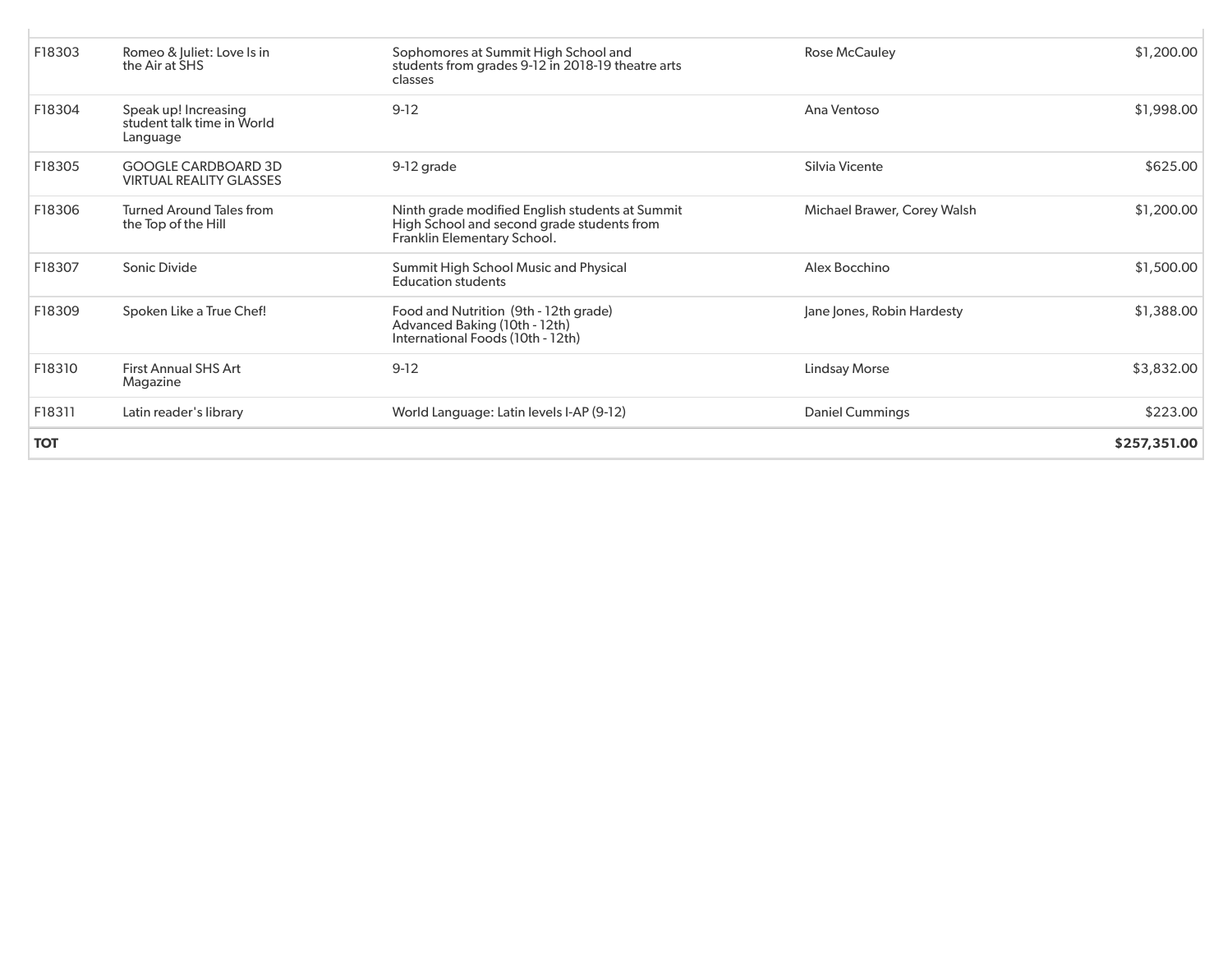| | | | | |
|---|---|---|---|---|
| F18303 | Romeo & Juliet: Love Is in the Air at SHS | Sophomores at Summit High School and students from grades 9-12 in 2018-19 theatre arts classes | Rose McCauley | $1,200.00 |
| F18304 | Speak up! Increasing student talk time in World Language | 9-12 | Ana Ventoso | $1,998.00 |
| F18305 | GOOGLE CARDBOARD 3D VIRTUAL REALITY GLASSES | 9-12 grade | Silvia Vicente | $625.00 |
| F18306 | Turned Around Tales from the Top of the Hill | Ninth grade modified English students at Summit High School and second grade students from Franklin Elementary School. | Michael Brawer, Corey Walsh | $1,200.00 |
| F18307 | Sonic Divide | Summit High School Music and Physical Education students | Alex Bocchino | $1,500.00 |
| F18309 | Spoken Like a True Chef! | Food and Nutrition (9th - 12th grade) Advanced Baking (10th - 12th) International Foods (10th - 12th) | Jane Jones, Robin Hardesty | $1,388.00 |
| F18310 | First Annual SHS Art Magazine | 9-12 | Lindsay Morse | $3,832.00 |
| F18311 | Latin reader's library | World Language: Latin levels I-AP (9-12) | Daniel Cummings | $223.00 |
| **TOT** | | | | **$257,351.00** |